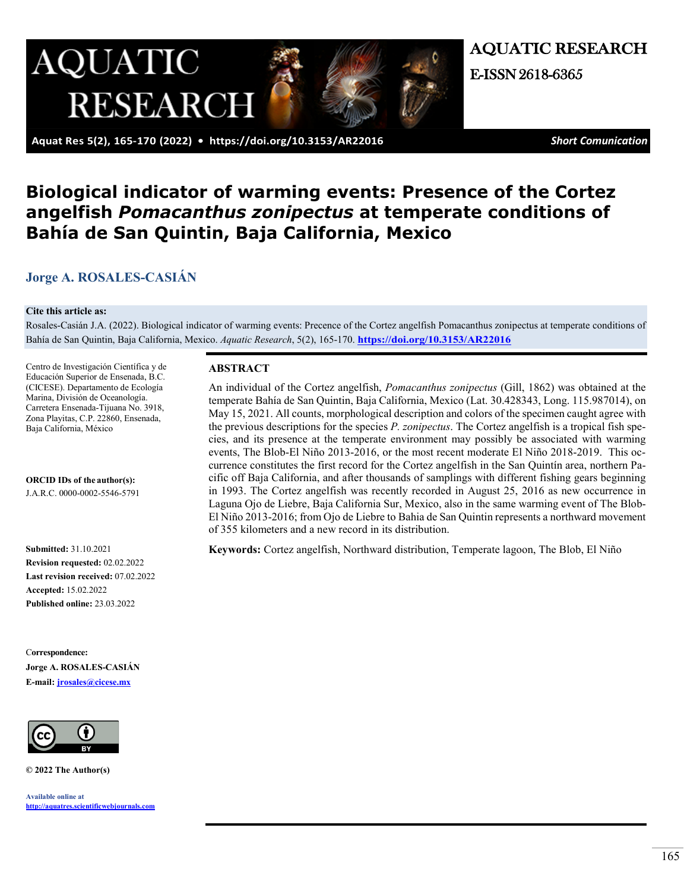AQUATIC RESEARCH
E-ISSN 2618-6365

https://doi.org/10.3153/AR22016

*Short Comunication*

# Biological indicator of warming events: Presence of the Cortez angelfish *Pomacanthus zonipectus* at temperate conditions of Bahía de San Quintin, Baja California, Mexico

**Jorge A. ROSALES-CASIÁN**

**Cite this article as:**

Rosales-Casián J.A. (2022). Biological indicator of warming events: Precence of the Cortez angelfish Pomacanthus zonipectus at temperate conditions of Bahía de San Quintin, Baja California, Mexico. *Aquatic Research*, 5(2), 165-170. **https://doi.org/10.3153/AR22016**

Centro de Investigación Científica y de Educación Superior de Ensenada, B.C. (CICESE). Departamento de Ecología Marina, División de Oceanología. Carretera Ensenada-Tijuana No. 3918, Zona Playitas, C.P. 22860, Ensenada, Baja California, México

**ORCID IDs of the author(s):**
J.A.R.C. 0000-0002-5546-5791

**Submitted:** 31.10.2021
**Revision requested:** 02.02.2022
**Last revision received:** 07.02.2022
**Accepted:** 15.02.2022
**Published online:** 23.03.2022

**Correspondence:**
**Jorge A. ROSALES-CASIÁN**
**E-mail:** jrosales@cicese.mx

**© 2022 The Author(s)**

Available online at http://aquatres.scientificwebjournals.com

## ABSTRACT

An individual of the Cortez angelfish, *Pomacanthus zonipectus* (Gill, 1862) was obtained at the temperate Bahía de San Quintin, Baja California, Mexico (Lat. 30.428343, Long. 115.987014), on May 15, 2021. All counts, morphological description and colors of the specimen caught agree with the previous descriptions for the species *P. zonipectus*. The Cortez angelfish is a tropical fish species, and its presence at the temperate environment may possibly be associated with warming events, The Blob-El Niño 2013-2016, or the most recent moderate El Niño 2018-2019. This occurrence constitutes the first record for the Cortez angelfish in the San Quintín area, northern Pacific off Baja California, and after thousands of samplings with different fishing gears beginning in 1993. The Cortez angelfish was recently recorded in August 25, 2016 as new occurrence in Laguna Ojo de Liebre, Baja California Sur, Mexico, also in the same warming event of The Blob-El Niño 2013-2016; from Ojo de Liebre to Bahia de San Quintin represents a northward movement of 355 kilometers and a new record in its distribution.

**Keywords:** Cortez angelfish, Northward distribution, Temperate lagoon, The Blob, El Niño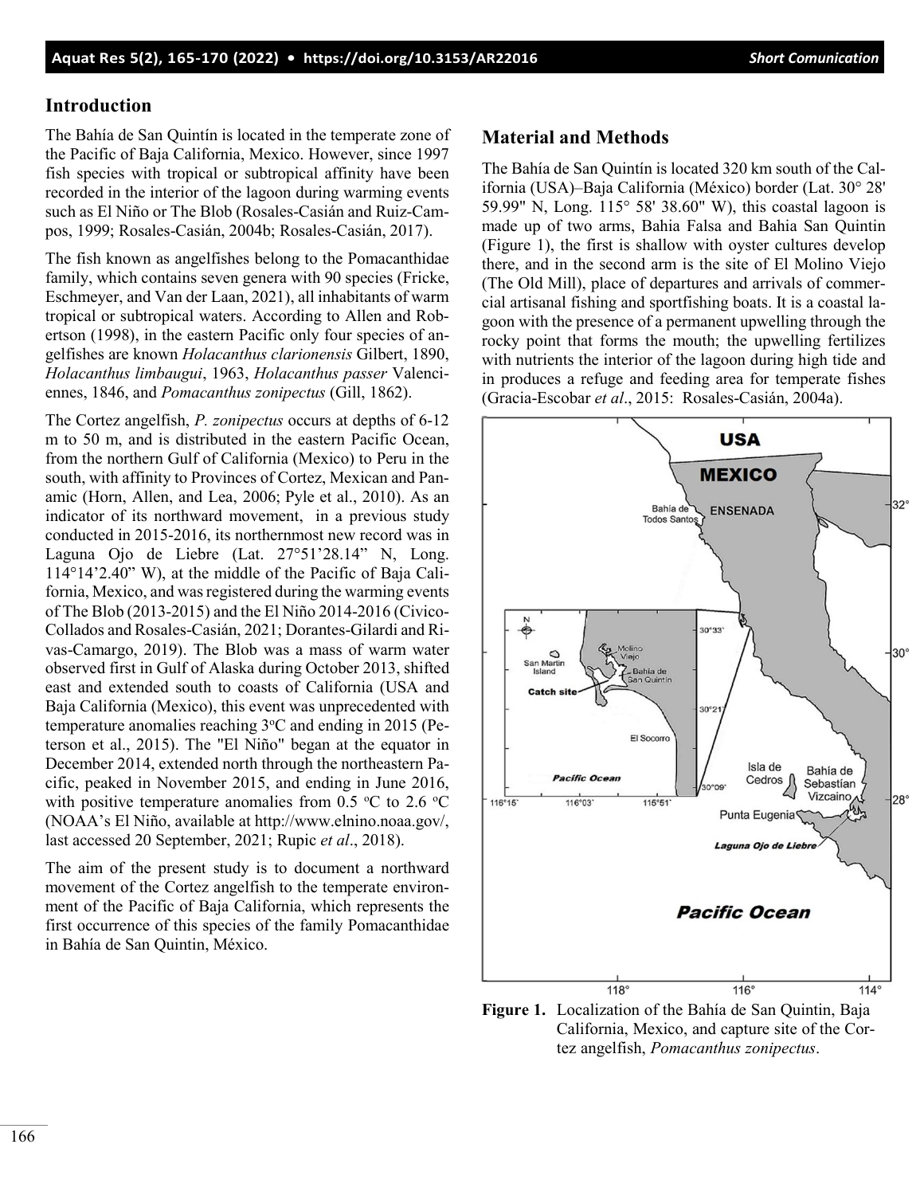## Introduction

The Bahía de San Quintín is located in the temperate zone of the Pacific of Baja California, Mexico. However, since 1997 fish species with tropical or subtropical affinity have been recorded in the interior of the lagoon during warming events such as El Niño or The Blob (Rosales-Casián and Ruiz-Campos, 1999; Rosales-Casián, 2004b; Rosales-Casián, 2017).

The fish known as angelfishes belong to the Pomacanthidae family, which contains seven genera with 90 species (Fricke, Eschmeyer, and Van der Laan, 2021), all inhabitants of warm tropical or subtropical waters. According to Allen and Robertson (1998), in the eastern Pacific only four species of angelfishes are known *Holacanthus clarionensis* Gilbert, 1890, *Holacanthus limbaugui*, 1963, *Holacanthus passer* Valenciennes, 1846, and *Pomacanthus zonipectus* (Gill, 1862).

The Cortez angelfish, *P. zonipectus* occurs at depths of 6-12 m to 50 m, and is distributed in the eastern Pacific Ocean, from the northern Gulf of California (Mexico) to Peru in the south, with affinity to Provinces of Cortez, Mexican and Panamic (Horn, Allen, and Lea, 2006; Pyle et al., 2010). As an indicator of its northward movement, in a previous study conducted in 2015-2016, its northernmost new record was in Laguna Ojo de Liebre (Lat. 27°51'28.14" N, Long. 114°14'2.40" W), at the middle of the Pacific of Baja California, Mexico, and was registered during the warming events of The Blob (2013-2015) and the El Niño 2014-2016 (Civico-Collados and Rosales-Casián, 2021; Dorantes-Gilardi and Rivas-Camargo, 2019). The Blob was a mass of warm water observed first in Gulf of Alaska during October 2013, shifted east and extended south to coasts of California (USA and Baja California (Mexico), this event was unprecedented with temperature anomalies reaching 3°C and ending in 2015 (Peterson et al., 2015). The "El Niño" began at the equator in December 2014, extended north through the northeastern Pacific, peaked in November 2015, and ending in June 2016, with positive temperature anomalies from 0.5 °C to 2.6 °C (NOAA's El Niño, available at http://www.elnino.noaa.gov/, last accessed 20 September, 2021; Rupic *et al*., 2018).

The aim of the present study is to document a northward movement of the Cortez angelfish to the temperate environment of the Pacific of Baja California, which represents the first occurrence of this species of the family Pomacanthidae in Bahía de San Quintin, México.

## Material and Methods

The Bahía de San Quintín is located 320 km south of the California (USA)–Baja California (México) border (Lat. 30° 28' 59.99" N, Long. 115° 58' 38.60" W), this coastal lagoon is made up of two arms, Bahia Falsa and Bahia San Quintin (Figure 1), the first is shallow with oyster cultures develop there, and in the second arm is the site of El Molino Viejo (The Old Mill), place of departures and arrivals of commercial artisanal fishing and sportfishing boats. It is a coastal lagoon with the presence of a permanent upwelling through the rocky point that forms the mouth; the upwelling fertilizes with nutrients the interior of the lagoon during high tide and in produces a refuge and feeding area for temperate fishes (Gracia-Escobar *et al*., 2015: Rosales-Casián, 2004a).

**Figure 1.** Localization of the Bahía de San Quintin, Baja California, Mexico, and capture site of the Cortez angelfish, *Pomacanthus zonipectus*.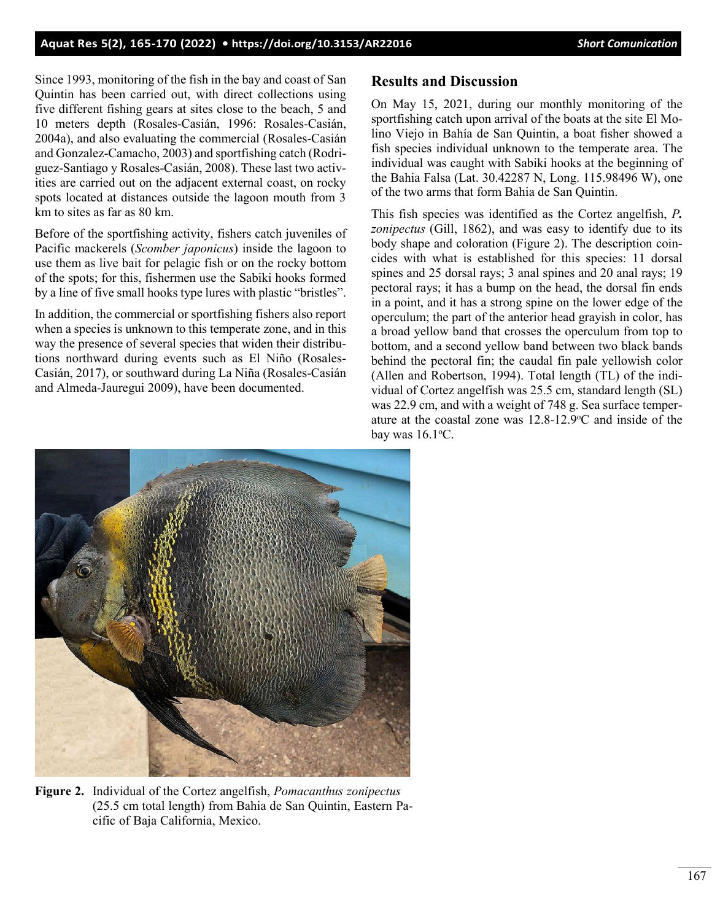Since 1993, monitoring of the fish in the bay and coast of San Quintin has been carried out, with direct collections using five different fishing gears at sites close to the beach, 5 and 10 meters depth (Rosales-Casián, 1996: Rosales-Casián, 2004a), and also evaluating the commercial (Rosales-Casián and Gonzalez-Camacho, 2003) and sportfishing catch (Rodriguez-Santiago y Rosales-Casián, 2008). These last two activities are carried out on the adjacent external coast, on rocky spots located at distances outside the lagoon mouth from 3 km to sites as far as 80 km.

Before of the sportfishing activity, fishers catch juveniles of Pacific mackerels (*Scomber japonicus*) inside the lagoon to use them as live bait for pelagic fish or on the rocky bottom of the spots; for this, fishermen use the Sabiki hooks formed by a line of five small hooks type lures with plastic "bristles".

In addition, the commercial or sportfishing fishers also report when a species is unknown to this temperate zone, and in this way the presence of several species that widen their distributions northward during events such as El Niño (Rosales-Casián, 2017), or southward during La Niña (Rosales-Casián and Almeda-Jauregui 2009), have been documented.

## Results and Discussion

On May 15, 2021, during our monthly monitoring of the sportfishing catch upon arrival of the boats at the site El Molino Viejo in Bahía de San Quintin, a boat fisher showed a fish species individual unknown to the temperate area. The individual was caught with Sabiki hooks at the beginning of the Bahia Falsa (Lat. 30.42287 N, Long. 115.98496 W), one of the two arms that form Bahia de San Quintin.

This fish species was identified as the Cortez angelfish, ***P.*** *zonipectus* (Gill, 1862), and was easy to identify due to its body shape and coloration (Figure 2). The description coincides with what is established for this species: 11 dorsal spines and 25 dorsal rays; 3 anal spines and 20 anal rays; 19 pectoral rays; it has a bump on the head, the dorsal fin ends in a point, and it has a strong spine on the lower edge of the operculum; the part of the anterior head grayish in color, has a broad yellow band that crosses the operculum from top to bottom, and a second yellow band between two black bands behind the pectoral fin; the caudal fin pale yellowish color (Allen and Robertson, 1994). Total length (TL) of the individual of Cortez angelfish was 25.5 cm, standard length (SL) was 22.9 cm, and with a weight of 748 g. Sea surface temperature at the coastal zone was 12.8-12.9°C and inside of the bay was 16.1°C.

**Figure 2.** Individual of the Cortez angelfish, *Pomacanthus zonipectus* (25.5 cm total length) from Bahia de San Quintin, Eastern Pacific of Baja California, Mexico.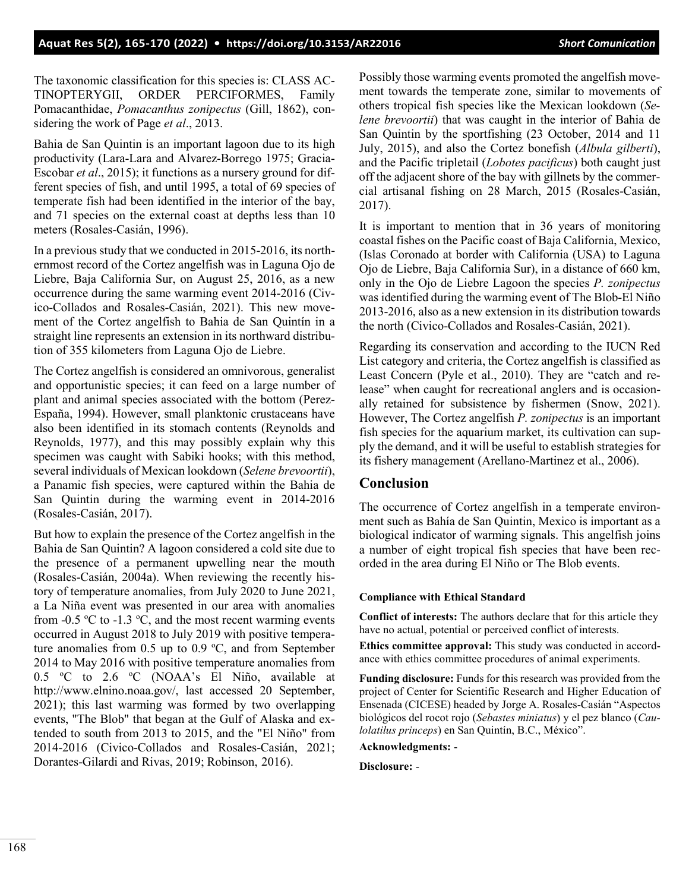The taxonomic classification for this species is: CLASS ACTINOPTERYGII, ORDER PERCIFORMES, Family Pomacanthidae, *Pomacanthus zonipectus* (Gill, 1862), considering the work of Page *et al*., 2013.

Bahia de San Quintin is an important lagoon due to its high productivity (Lara-Lara and Alvarez-Borrego 1975; Gracia-Escobar *et al*., 2015); it functions as a nursery ground for different species of fish, and until 1995, a total of 69 species of temperate fish had been identified in the interior of the bay, and 71 species on the external coast at depths less than 10 meters (Rosales-Casián, 1996).

In a previous study that we conducted in 2015-2016, its northernmost record of the Cortez angelfish was in Laguna Ojo de Liebre, Baja California Sur, on August 25, 2016, as a new occurrence during the same warming event 2014-2016 (Civico-Collados and Rosales-Casián, 2021). This new movement of the Cortez angelfish to Bahia de San Quintín in a straight line represents an extension in its northward distribution of 355 kilometers from Laguna Ojo de Liebre.

The Cortez angelfish is considered an omnivorous, generalist and opportunistic species; it can feed on a large number of plant and animal species associated with the bottom (Perez-España, 1994). However, small planktonic crustaceans have also been identified in its stomach contents (Reynolds and Reynolds, 1977), and this may possibly explain why this specimen was caught with Sabiki hooks; with this method, several individuals of Mexican lookdown (*Selene brevoortii*), a Panamic fish species, were captured within the Bahia de San Quintin during the warming event in 2014-2016 (Rosales-Casián, 2017).

But how to explain the presence of the Cortez angelfish in the Bahia de San Quintin? A lagoon considered a cold site due to the presence of a permanent upwelling near the mouth (Rosales-Casián, 2004a). When reviewing the recently history of temperature anomalies, from July 2020 to June 2021, a La Niña event was presented in our area with anomalies from -0.5 ºC to -1.3 ºC, and the most recent warming events occurred in August 2018 to July 2019 with positive temperature anomalies from 0.5 up to 0.9 ºC, and from September 2014 to May 2016 with positive temperature anomalies from 0.5 ºC to 2.6 ºC (NOAA's El Niño, available at http://www.elnino.noaa.gov/, last accessed 20 September, 2021); this last warming was formed by two overlapping events, "The Blob" that began at the Gulf of Alaska and extended to south from 2013 to 2015, and the "El Niño" from 2014-2016 (Civico-Collados and Rosales-Casián, 2021; Dorantes-Gilardi and Rivas, 2019; Robinson, 2016).

Possibly those warming events promoted the angelfish movement towards the temperate zone, similar to movements of others tropical fish species like the Mexican lookdown (*Selene brevoortii*) that was caught in the interior of Bahia de San Quintin by the sportfishing (23 October, 2014 and 11 July, 2015), and also the Cortez bonefish (*Albula gilberti*), and the Pacific tripletail (*Lobotes pacificus*) both caught just off the adjacent shore of the bay with gillnets by the commercial artisanal fishing on 28 March, 2015 (Rosales-Casián, 2017).

It is important to mention that in 36 years of monitoring coastal fishes on the Pacific coast of Baja California, Mexico, (Islas Coronado at border with California (USA) to Laguna Ojo de Liebre, Baja California Sur), in a distance of 660 km, only in the Ojo de Liebre Lagoon the species *P. zonipectus* was identified during the warming event of The Blob-El Niño 2013-2016, also as a new extension in its distribution towards the north (Civico-Collados and Rosales-Casián, 2021).

Regarding its conservation and according to the IUCN Red List category and criteria, the Cortez angelfish is classified as Least Concern (Pyle et al., 2010). They are "catch and release" when caught for recreational anglers and is occasionally retained for subsistence by fishermen (Snow, 2021). However, The Cortez angelfish *P. zonipectus* is an important fish species for the aquarium market, its cultivation can supply the demand, and it will be useful to establish strategies for its fishery management (Arellano-Martinez et al., 2006).

## Conclusion

The occurrence of Cortez angelfish in a temperate environment such as Bahía de San Quintin, Mexico is important as a biological indicator of warming signals. This angelfish joins a number of eight tropical fish species that have been recorded in the area during El Niño or The Blob events.

#### Compliance with Ethical Standard

**Conflict of interests:** The authors declare that for this article they have no actual, potential or perceived conflict of interests.

**Ethics committee approval:** This study was conducted in accordance with ethics committee procedures of animal experiments.

**Funding disclosure:** Funds for this research was provided from the project of Center for Scientific Research and Higher Education of Ensenada (CICESE) headed by Jorge A. Rosales-Casián "Aspectos biológicos del rocot rojo (*Sebastes miniatus*) y el pez blanco (*Caulolatilus princeps*) en San Quintín, B.C., México".

**Acknowledgments:** -

**Disclosure:** -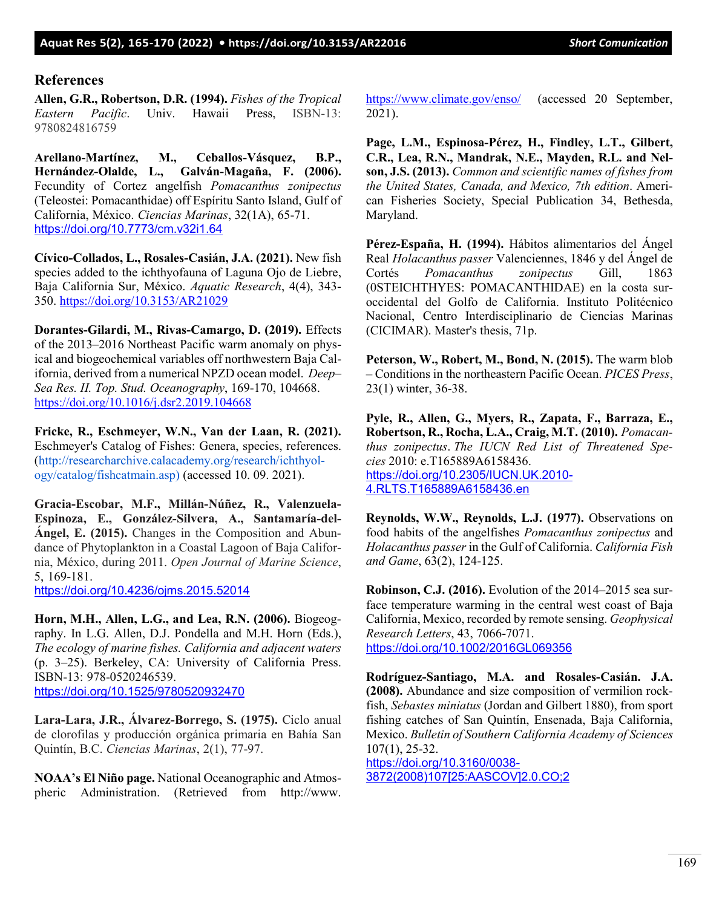## References

**Allen, G.R., Robertson, D.R. (1994).** *Fishes of the Tropical Eastern Pacific*. Univ. Hawaii Press, ISBN-13: 9780824816759

**Arellano-Martínez, M., Ceballos-Vásquez, B.P., Hernández-Olalde, L., Galván-Magaña, F. (2006).** Fecundity of Cortez angelfish *Pomacanthus zonipectus* (Teleostei: Pomacanthidae) off Espíritu Santo Island, Gulf of California, México. *Ciencias Marinas*, 32(1A), 65-71. https://doi.org/10.7773/cm.v32i1.64

**Cívico-Collados, L., Rosales-Casián, J.A. (2021).** New fish species added to the ichthyofauna of Laguna Ojo de Liebre, Baja California Sur, México. *Aquatic Research*, 4(4), 343-350. https://doi.org/10.3153/AR21029

**Dorantes-Gilardi, M., Rivas-Camargo, D. (2019).** Effects of the 2013–2016 Northeast Pacific warm anomaly on physical and biogeochemical variables off northwestern Baja California, derived from a numerical NPZD ocean model. *Deep–Sea Res. II. Top. Stud. Oceanography*, 169-170, 104668. https://doi.org/10.1016/j.dsr2.2019.104668

**Fricke, R., Eschmeyer, W.N., Van der Laan, R. (2021).** Eschmeyer's Catalog of Fishes: Genera, species, references. (http://researcharchive.calacademy.org/research/ichthyology/catalog/fishcatmain.asp) (accessed 10. 09. 2021).

**Gracia-Escobar, M.F., Millán-Núñez, R., Valenzuela-Espinoza, E., González-Silvera, A., Santamaría-del-Ángel, E. (2015).** Changes in the Composition and Abundance of Phytoplankton in a Coastal Lagoon of Baja California, México, during 2011. *Open Journal of Marine Science*, 5, 169-181. https://doi.org/10.4236/ojms.2015.52014

**Horn, M.H., Allen, L.G., and Lea, R.N. (2006).** Biogeography. In L.G. Allen, D.J. Pondella and M.H. Horn (Eds.), *The ecology of marine fishes. California and adjacent waters* (p. 3–25). Berkeley, CA: University of California Press. ISBN-13: 978-0520246539. https://doi.org/10.1525/9780520932470

**Lara-Lara, J.R., Álvarez-Borrego, S. (1975).** Ciclo anual de clorofilas y producción orgánica primaria en Bahía San Quintín, B.C. *Ciencias Marinas*, 2(1), 77-97.

**NOAA's El Niño page.** National Oceanographic and Atmospheric Administration. (Retrieved from http://www.https://www.climate.gov/enso/ (accessed 20 September, 2021).

**Page, L.M., Espinosa-Pérez, H., Findley, L.T., Gilbert, C.R., Lea, R.N., Mandrak, N.E., Mayden, R.L. and Nelson, J.S. (2013).** *Common and scientific names of fishes from the United States, Canada, and Mexico, 7th edition*. American Fisheries Society, Special Publication 34, Bethesda, Maryland.

**Pérez-España, H. (1994).** Hábitos alimentarios del Ángel Real *Holacanthus passer* Valenciennes, 1846 y del Ángel de Cortés *Pomacanthus zonipectus* Gill, 1863 (0STEICHTHYES: POMACANTHIDAE) en la costa suroccidental del Golfo de California. Instituto Politécnico Nacional, Centro Interdisciplinario de Ciencias Marinas (CICIMAR). Master's thesis, 71p.

**Peterson, W., Robert, M., Bond, N. (2015).** The warm blob – Conditions in the northeastern Pacific Ocean. *PICES Press*, 23(1) winter, 36-38.

**Pyle, R., Allen, G., Myers, R., Zapata, F., Barraza, E., Robertson, R., Rocha, L.A., Craig, M.T. (2010).** *Pomacanthus zonipectus*. *The IUCN Red List of Threatened Species* 2010: e.T165889A6158436. https://doi.org/10.2305/IUCN.UK.2010-4.RLTS.T165889A6158436.en

**Reynolds, W.W., Reynolds, L.J. (1977).** Observations on food habits of the angelfishes *Pomacanthus zonipectus* and *Holacanthus passer* in the Gulf of California. *California Fish and Game*, 63(2), 124-125.

**Robinson, C.J. (2016).** Evolution of the 2014–2015 sea surface temperature warming in the central west coast of Baja California, Mexico, recorded by remote sensing. *Geophysical Research Letters*, 43, 7066-7071. https://doi.org/10.1002/2016GL069356

**Rodríguez-Santiago, M.A. and Rosales-Casián. J.A. (2008).** Abundance and size composition of vermilion rockfish, *Sebastes miniatus* (Jordan and Gilbert 1880), from sport fishing catches of San Quintín, Ensenada, Baja California, Mexico. *Bulletin of Southern California Academy of Sciences* 107(1), 25-32. https://doi.org/10.3160/0038-3872(2008)107[25:AASCOV]2.0.CO;2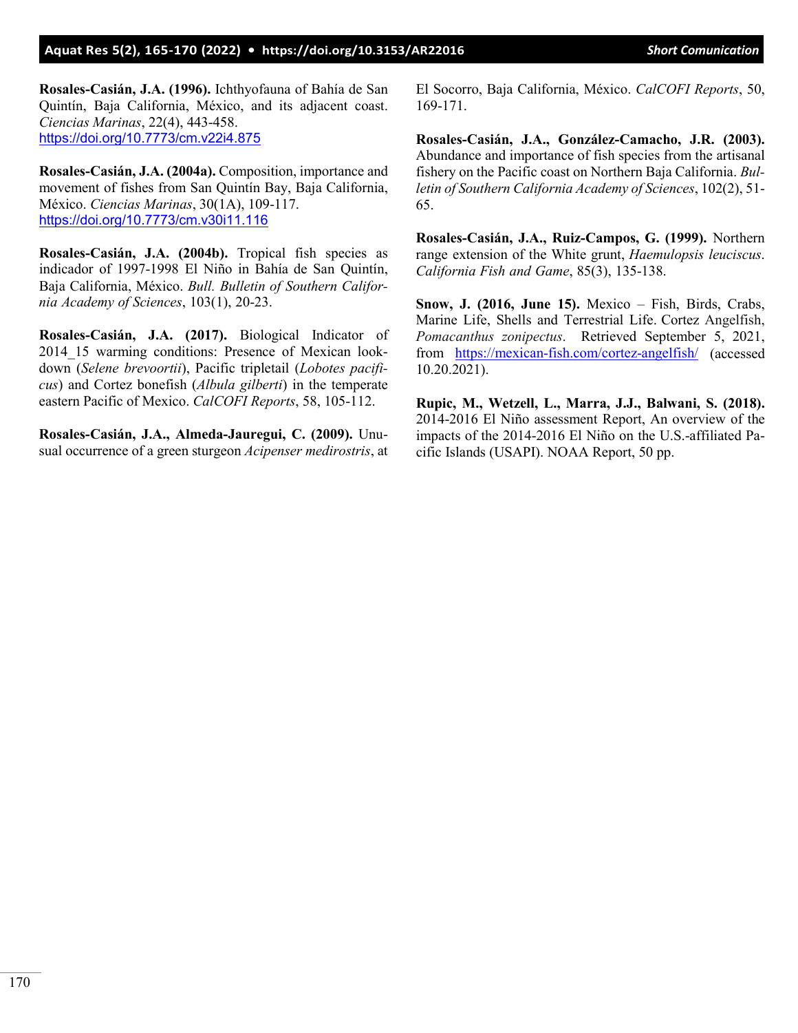**Rosales-Casián, J.A. (1996).** Ichthyofauna of Bahía de San Quintín, Baja California, México, and its adjacent coast. *Ciencias Marinas*, 22(4), 443-458. https://doi.org/10.7773/cm.v22i4.875

**Rosales-Casián, J.A. (2004a).** Composition, importance and movement of fishes from San Quintín Bay, Baja California, México. *Ciencias Marinas*, 30(1A), 109-117. https://doi.org/10.7773/cm.v30i11.116

**Rosales-Casián, J.A. (2004b).** Tropical fish species as indicador of 1997-1998 El Niño in Bahía de San Quintín, Baja California, México. *Bull. Bulletin of Southern California Academy of Sciences*, 103(1), 20-23.

**Rosales-Casián, J.A. (2017).** Biological Indicator of 2014_15 warming conditions: Presence of Mexican lookdown (*Selene brevoortii*), Pacific tripletail (*Lobotes pacificus*) and Cortez bonefish (*Albula gilberti*) in the temperate eastern Pacific of Mexico. *CalCOFI Reports*, 58, 105-112.

**Rosales-Casián, J.A., Almeda-Jauregui, C. (2009).** Unusual occurrence of a green sturgeon *Acipenser medirostris*, at El Socorro, Baja California, México. *CalCOFI Reports*, 50, 169-171.

**Rosales-Casián, J.A., González-Camacho, J.R. (2003).** Abundance and importance of fish species from the artisanal fishery on the Pacific coast on Northern Baja California. *Bulletin of Southern California Academy of Sciences*, 102(2), 51-65.

**Rosales-Casián, J.A., Ruiz-Campos, G. (1999).** Northern range extension of the White grunt, *Haemulopsis leuciscus*. *California Fish and Game*, 85(3), 135-138.

**Snow, J. (2016, June 15).** Mexico – Fish, Birds, Crabs, Marine Life, Shells and Terrestrial Life. Cortez Angelfish, *Pomacanthus zonipectus*. Retrieved September 5, 2021, from https://mexican-fish.com/cortez-angelfish/ (accessed 10.20.2021).

**Rupic, M., Wetzell, L., Marra, J.J., Balwani, S. (2018).** 2014-2016 El Niño assessment Report, An overview of the impacts of the 2014-2016 El Niño on the U.S.-affiliated Pacific Islands (USAPI). NOAA Report, 50 pp.